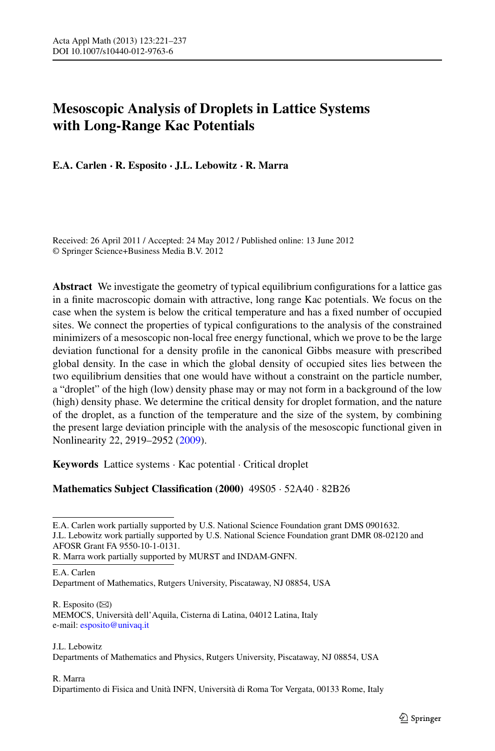# Mesoscopic Analysis of Droplets in Lattice Systems with Long-Range Kac Potentials

**E.A. Carlen · R. Esposito · J.L. Lebowitz · R. Marra**

Received: 26 April 2011 / Accepted: 24 May 2012 / Published online: 13 June 2012
© Springer Science+Business Media B.V. 2012

**Abstract** We investigate the geometry of typical equilibrium configurations for a lattice gas in a finite macroscopic domain with attractive, long range Kac potentials. We focus on the case when the system is below the critical temperature and has a fixed number of occupied sites. We connect the properties of typical configurations to the analysis of the constrained minimizers of a mesoscopic non-local free energy functional, which we prove to be the large deviation functional for a density profile in the canonical Gibbs measure with prescribed global density. In the case in which the global density of occupied sites lies between the two equilibrium densities that one would have without a constraint on the particle number, a "droplet" of the high (low) density phase may or may not form in a background of the low (high) density phase. We determine the critical density for droplet formation, and the nature of the droplet, as a function of the temperature and the size of the system, by combining the present large deviation principle with the analysis of the mesoscopic functional given in Nonlinearity 22, 2919–2952 (2009).

**Keywords** Lattice systems · Kac potential · Critical droplet

**Mathematics Subject Classification (2000)** 49S05 · 52A40 · 82B26

---

E.A. Carlen work partially supported by U.S. National Science Foundation grant DMS 0901632.
J.L. Lebowitz work partially supported by U.S. National Science Foundation grant DMR 08-02120 and AFOSR Grant FA 9550-10-1-0131.
R. Marra work partially supported by MURST and INDAM-GNFN.

E.A. Carlen
Department of Mathematics, Rutgers University, Piscataway, NJ 08854, USA

R. Esposito (✉)
MEMOCS, Università dell'Aquila, Cisterna di Latina, 04012 Latina, Italy
e-mail: esposito@univaq.it

J.L. Lebowitz
Departments of Mathematics and Physics, Rutgers University, Piscataway, NJ 08854, USA

R. Marra
Dipartimento di Fisica and Unità INFN, Università di Roma Tor Vergata, 00133 Rome, Italy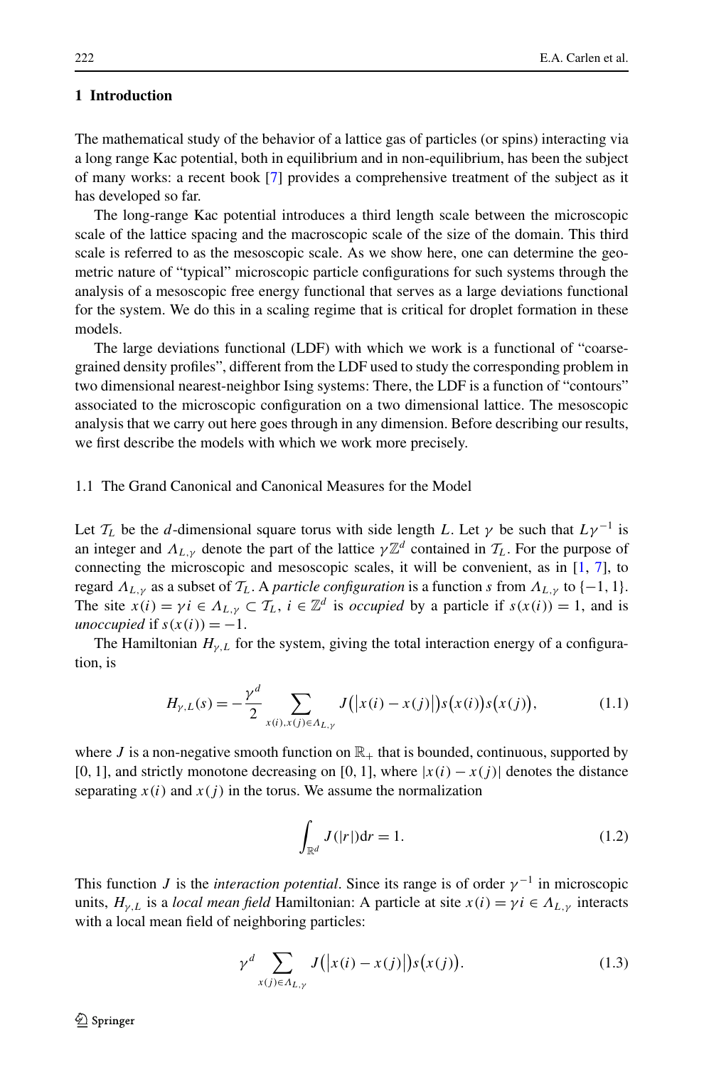## 1 Introduction

The mathematical study of the behavior of a lattice gas of particles (or spins) interacting via a long range Kac potential, both in equilibrium and in non-equilibrium, has been the subject of many works: a recent book [7] provides a comprehensive treatment of the subject as it has developed so far.

The long-range Kac potential introduces a third length scale between the microscopic scale of the lattice spacing and the macroscopic scale of the size of the domain. This third scale is referred to as the mesoscopic scale. As we show here, one can determine the geometric nature of "typical" microscopic particle configurations for such systems through the analysis of a mesoscopic free energy functional that serves as a large deviations functional for the system. We do this in a scaling regime that is critical for droplet formation in these models.

The large deviations functional (LDF) with which we work is a functional of "coarse-grained density profiles", different from the LDF used to study the corresponding problem in two dimensional nearest-neighbor Ising systems: There, the LDF is a function of "contours" associated to the microscopic configuration on a two dimensional lattice. The mesoscopic analysis that we carry out here goes through in any dimension. Before describing our results, we first describe the models with which we work more precisely.

### 1.1 The Grand Canonical and Canonical Measures for the Model

Let $\mathcal{T}_L$ be the $d$-dimensional square torus with side length $L$. Let $\gamma$ be such that $L\gamma^{-1}$ is an integer and $\Lambda_{L,\gamma}$ denote the part of the lattice $\gamma\mathbb{Z}^d$ contained in $\mathcal{T}_L$. For the purpose of connecting the microscopic and mesoscopic scales, it will be convenient, as in [1, 7], to regard $\Lambda_{L,\gamma}$ as a subset of $\mathcal{T}_L$. A *particle configuration* is a function $s$ from $\Lambda_{L,\gamma}$ to $\{-1, 1\}$. The site $x(i) = \gamma i \in \Lambda_{L,\gamma} \subset \mathcal{T}_L$, $i \in \mathbb{Z}^d$ is *occupied* by a particle if $s(x(i)) = 1$, and is *unoccupied* if $s(x(i)) = -1$.

The Hamiltonian $H_{\gamma,L}$ for the system, giving the total interaction energy of a configuration, is

$$H_{\gamma,L}(s) = -\frac{\gamma^d}{2} \sum_{x(i),x(j)\in\Lambda_{L,\gamma}} J\big(\big|x(i) - x(j)\big|\big)s\big(x(i)\big)s\big(x(j)\big), \tag{1.1}$$

where $J$ is a non-negative smooth function on $\mathbb{R}_+$ that is bounded, continuous, supported by $[0, 1]$, and strictly monotone decreasing on $[0, 1]$, where $|x(i) - x(j)|$ denotes the distance separating $x(i)$ and $x(j)$ in the torus. We assume the normalization

$$\int_{\mathbb{R}^d} J(|r|)\mathrm{d}r = 1. \tag{1.2}$$

This function $J$ is the *interaction potential*. Since its range is of order $\gamma^{-1}$ in microscopic units, $H_{\gamma,L}$ is a *local mean field* Hamiltonian: A particle at site $x(i) = \gamma i \in \Lambda_{L,\gamma}$ interacts with a local mean field of neighboring particles:

$$\gamma^d \sum_{x(j)\in\Lambda_{L,\gamma}} J\big(\big|x(i) - x(j)\big|\big)s\big(x(j)\big). \tag{1.3}$$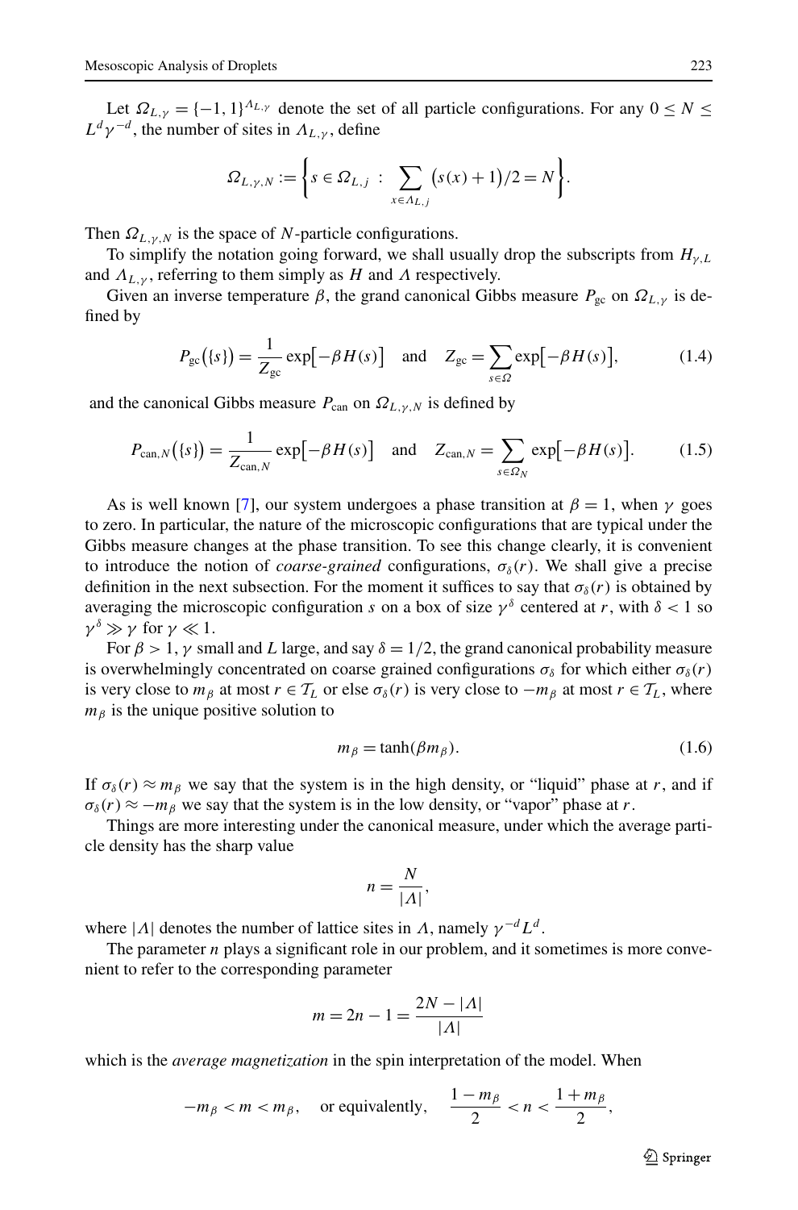Let $\Omega_{L,\gamma} = \{-1, 1\}^{\Lambda_{L,\gamma}}$ denote the set of all particle configurations. For any $0 \le N \le L^d \gamma^{-d}$, the number of sites in $\Lambda_{L,\gamma}$, define

$$\Omega_{L,\gamma,N} := \left\{ s \in \Omega_{L,j} \; : \; \sum_{x \in \Lambda_{L,j}} \big(s(x) + 1\big)/2 = N \right\}.$$

Then $\Omega_{L,\gamma,N}$ is the space of $N$-particle configurations.

To simplify the notation going forward, we shall usually drop the subscripts from $H_{\gamma,L}$ and $\Lambda_{L,\gamma}$, referring to them simply as $H$ and $\Lambda$ respectively.

Given an inverse temperature $\beta$, the grand canonical Gibbs measure $P_{\rm gc}$ on $\Omega_{L,\gamma}$ is defined by

$$P_{\rm gc}\big(\{s\}\big) = \frac{1}{Z_{\rm gc}} \exp\big[-\beta H(s)\big] \quad \text{and} \quad Z_{\rm gc} = \sum_{s \in \Omega} \exp\big[-\beta H(s)\big], \tag{1.4}$$

and the canonical Gibbs measure $P_{\rm can}$ on $\Omega_{L,\gamma,N}$ is defined by

$$P_{{\rm can},N}\big(\{s\}\big) = \frac{1}{Z_{{\rm can},N}} \exp\big[-\beta H(s)\big] \quad \text{and} \quad Z_{{\rm can},N} = \sum_{s \in \Omega_N} \exp\big[-\beta H(s)\big]. \tag{1.5}$$

As is well known [7], our system undergoes a phase transition at $\beta = 1$, when $\gamma$ goes to zero. In particular, the nature of the microscopic configurations that are typical under the Gibbs measure changes at the phase transition. To see this change clearly, it is convenient to introduce the notion of *coarse-grained* configurations, $\sigma_\delta(r)$. We shall give a precise definition in the next subsection. For the moment it suffices to say that $\sigma_\delta(r)$ is obtained by averaging the microscopic configuration $s$ on a box of size $\gamma^\delta$ centered at $r$, with $\delta < 1$ so $\gamma^\delta \gg \gamma$ for $\gamma \ll 1$.

For $\beta > 1$, $\gamma$ small and $L$ large, and say $\delta = 1/2$, the grand canonical probability measure is overwhelmingly concentrated on coarse grained configurations $\sigma_\delta$ for which either $\sigma_\delta(r)$ is very close to $m_\beta$ at most $r \in \mathcal{T}_L$ or else $\sigma_\delta(r)$ is very close to $-m_\beta$ at most $r \in \mathcal{T}_L$, where $m_\beta$ is the unique positive solution to

$$m_\beta = \tanh(\beta m_\beta). \tag{1.6}$$

If $\sigma_\delta(r) \approx m_\beta$ we say that the system is in the high density, or "liquid" phase at $r$, and if $\sigma_\delta(r) \approx -m_\beta$ we say that the system is in the low density, or "vapor" phase at $r$.

Things are more interesting under the canonical measure, under which the average particle density has the sharp value

$$n = \frac{N}{|\Lambda|},$$

where $|\Lambda|$ denotes the number of lattice sites in $\Lambda$, namely $\gamma^{-d} L^d$.

The parameter $n$ plays a significant role in our problem, and it sometimes is more convenient to refer to the corresponding parameter

$$m = 2n - 1 = \frac{2N - |\Lambda|}{|\Lambda|}$$

which is the *average magnetization* in the spin interpretation of the model. When

$$-m_\beta < m < m_\beta, \quad \text{or equivalently,} \quad \frac{1 - m_\beta}{2} < n < \frac{1 + m_\beta}{2},$$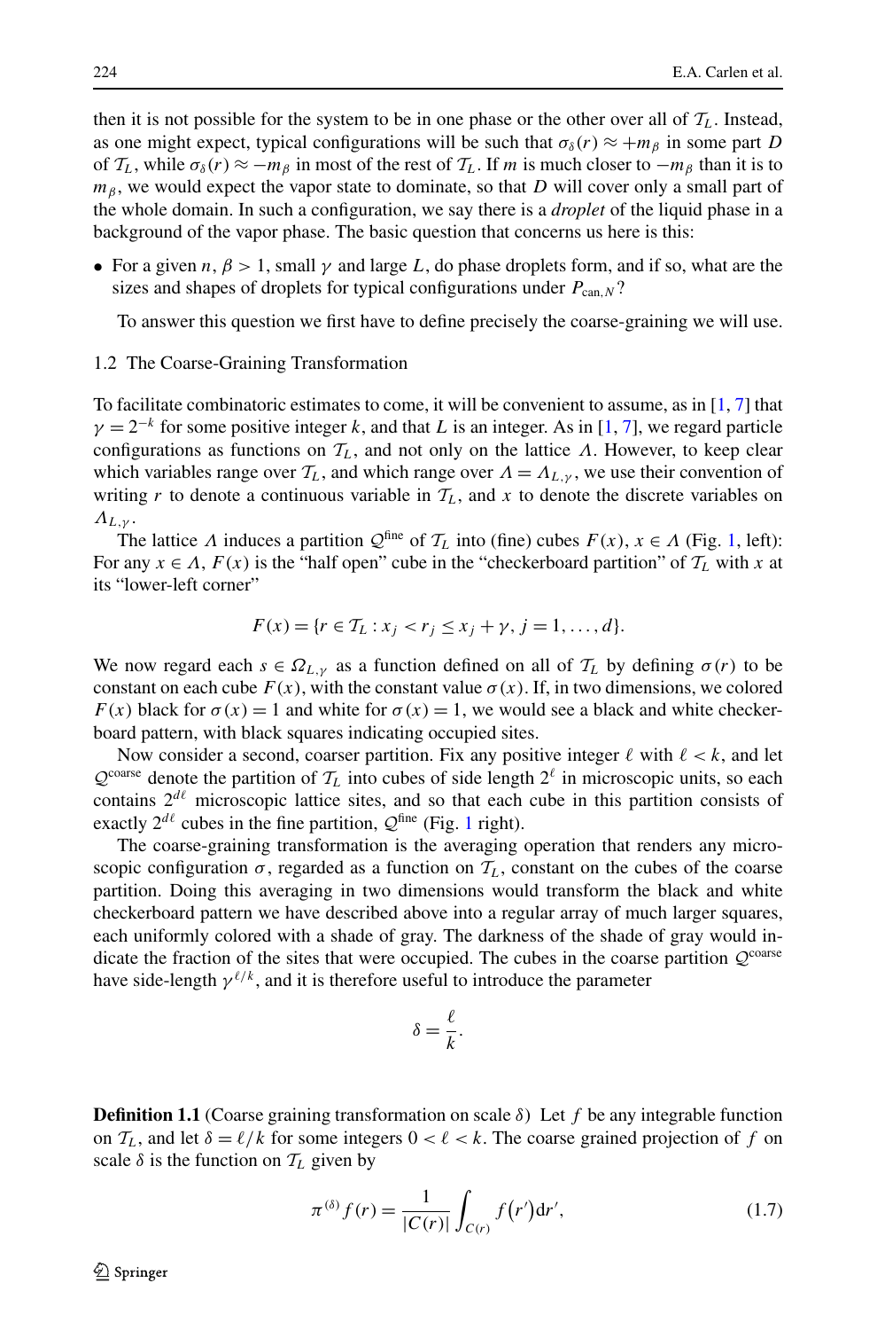then it is not possible for the system to be in one phase or the other over all of $\mathcal{T}_L$. Instead, as one might expect, typical configurations will be such that $\sigma_\delta(r) \approx +m_\beta$ in some part $D$ of $\mathcal{T}_L$, while $\sigma_\delta(r) \approx -m_\beta$ in most of the rest of $\mathcal{T}_L$. If $m$ is much closer to $-m_\beta$ than it is to $m_\beta$, we would expect the vapor state to dominate, so that $D$ will cover only a small part of the whole domain. In such a configuration, we say there is a *droplet* of the liquid phase in a background of the vapor phase. The basic question that concerns us here is this:

- For a given $n$, $\beta > 1$, small $\gamma$ and large $L$, do phase droplets form, and if so, what are the sizes and shapes of droplets for typical configurations under $P_{\mathrm{can},N}$?

To answer this question we first have to define precisely the coarse-graining we will use.

### 1.2 The Coarse-Graining Transformation

To facilitate combinatoric estimates to come, it will be convenient to assume, as in [1, 7] that $\gamma = 2^{-k}$ for some positive integer $k$, and that $L$ is an integer. As in [1, 7], we regard particle configurations as functions on $\mathcal{T}_L$, and not only on the lattice $\Lambda$. However, to keep clear which variables range over $\mathcal{T}_L$, and which range over $\Lambda = \Lambda_{L,\gamma}$, we use their convention of writing $r$ to denote a continuous variable in $\mathcal{T}_L$, and $x$ to denote the discrete variables on $\Lambda_{L,\gamma}$.

The lattice $\Lambda$ induces a partition $\mathcal{Q}^{\mathrm{fine}}$ of $\mathcal{T}_L$ into (fine) cubes $F(x)$, $x \in \Lambda$ (Fig. 1, left): For any $x \in \Lambda$, $F(x)$ is the "half open" cube in the "checkerboard partition" of $\mathcal{T}_L$ with $x$ at its "lower-left corner"

$$F(x) = \{r \in \mathcal{T}_L : x_j < r_j \le x_j + \gamma,\ j = 1, \ldots, d\}.$$

We now regard each $s \in \Omega_{L,\gamma}$ as a function defined on all of $\mathcal{T}_L$ by defining $\sigma(r)$ to be constant on each cube $F(x)$, with the constant value $\sigma(x)$. If, in two dimensions, we colored $F(x)$ black for $\sigma(x) = 1$ and white for $\sigma(x) = 1$, we would see a black and white checkerboard pattern, with black squares indicating occupied sites.

Now consider a second, coarser partition. Fix any positive integer $\ell$ with $\ell < k$, and let $\mathcal{Q}^{\mathrm{coarse}}$ denote the partition of $\mathcal{T}_L$ into cubes of side length $2^\ell$ in microscopic units, so each contains $2^{d\ell}$ microscopic lattice sites, and so that each cube in this partition consists of exactly $2^{d\ell}$ cubes in the fine partition, $\mathcal{Q}^{\mathrm{fine}}$ (Fig. 1 right).

The coarse-graining transformation is the averaging operation that renders any microscopic configuration $\sigma$, regarded as a function on $\mathcal{T}_L$, constant on the cubes of the coarse partition. Doing this averaging in two dimensions would transform the black and white checkerboard pattern we have described above into a regular array of much larger squares, each uniformly colored with a shade of gray. The darkness of the shade of gray would indicate the fraction of the sites that were occupied. The cubes in the coarse partition $\mathcal{Q}^{\mathrm{coarse}}$ have side-length $\gamma^{\ell/k}$, and it is therefore useful to introduce the parameter

$$\delta = \frac{\ell}{k}.$$

**Definition 1.1** (Coarse graining transformation on scale $\delta$) Let $f$ be any integrable function on $\mathcal{T}_L$, and let $\delta = \ell/k$ for some integers $0 < \ell < k$. The coarse grained projection of $f$ on scale $\delta$ is the function on $\mathcal{T}_L$ given by

$$\pi^{(\delta)} f(r) = \frac{1}{|C(r)|} \int_{C(r)} f\big(r'\big) \mathrm{d}r', \tag{1.7}$$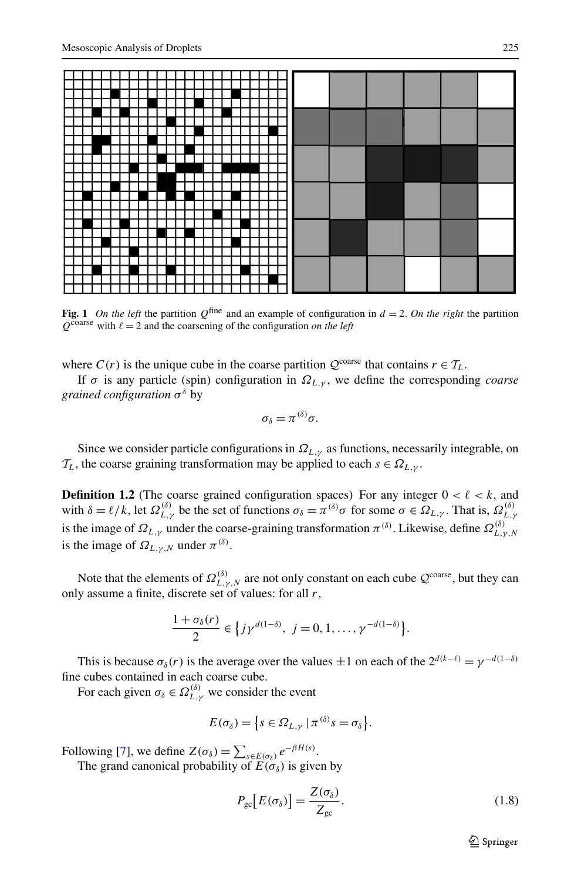**Fig. 1** *On the left* the partition $Q^{\text{fine}}$ and an example of configuration in $d = 2$. *On the right* the partition $Q^{\text{coarse}}$ with $\ell = 2$ and the coarsening of the configuration *on the left*

where $C(r)$ is the unique cube in the coarse partition $\mathcal{Q}^{\text{coarse}}$ that contains $r \in \mathcal{T}_L$.

If $\sigma$ is any particle (spin) configuration in $\Omega_{L,\gamma}$, we define the corresponding *coarse grained configuration* $\sigma^\delta$ by

$$\sigma_\delta = \pi^{(\delta)}\sigma.$$

Since we consider particle configurations in $\Omega_{L,\gamma}$ as functions, necessarily integrable, on $\mathcal{T}_L$, the coarse graining transformation may be applied to each $s \in \Omega_{L,\gamma}$.

**Definition 1.2** (The coarse grained configuration spaces) For any integer $0 < \ell < k$, and with $\delta = \ell/k$, let $\Omega^{(\delta)}_{L,\gamma}$ be the set of functions $\sigma_\delta = \pi^{(\delta)}\sigma$ for some $\sigma \in \Omega_{L,\gamma}$. That is, $\Omega^{(\delta)}_{L,\gamma}$ is the image of $\Omega_{L,\gamma}$ under the coarse-graining transformation $\pi^{(\delta)}$. Likewise, define $\Omega^{(\delta)}_{L,\gamma,N}$ is the image of $\Omega_{L,\gamma,N}$ under $\pi^{(\delta)}$.

Note that the elements of $\Omega^{(\delta)}_{L,\gamma,N}$ are not only constant on each cube $\mathcal{Q}^{\text{coarse}}$, but they can only assume a finite, discrete set of values: for all $r$,

$$\frac{1+\sigma_\delta(r)}{2} \in \left\{ j\gamma^{d(1-\delta)},\ j = 0, 1, \ldots, \gamma^{-d(1-\delta)} \right\}.$$

This is because $\sigma_\delta(r)$ is the average over the values $\pm 1$ on each of the $2^{d(k-\ell)} = \gamma^{-d(1-\delta)}$ fine cubes contained in each coarse cube.

For each given $\sigma_\delta \in \Omega^{(\delta)}_{L,\gamma}$ we consider the event

$$E(\sigma_\delta) = \left\{ s \in \Omega_{L,\gamma} \,|\, \pi^{(\delta)} s = \sigma_\delta \right\}.$$

Following [7], we define $Z(\sigma_\delta) = \sum_{s \in E(\sigma_\delta)} e^{-\beta H(s)}$.

The grand canonical probability of $E(\sigma_\delta)$ is given by

$$P_{\text{gc}}\big[E(\sigma_\delta)\big] = \frac{Z(\sigma_\delta)}{Z_{\text{gc}}}. \tag{1.8}$$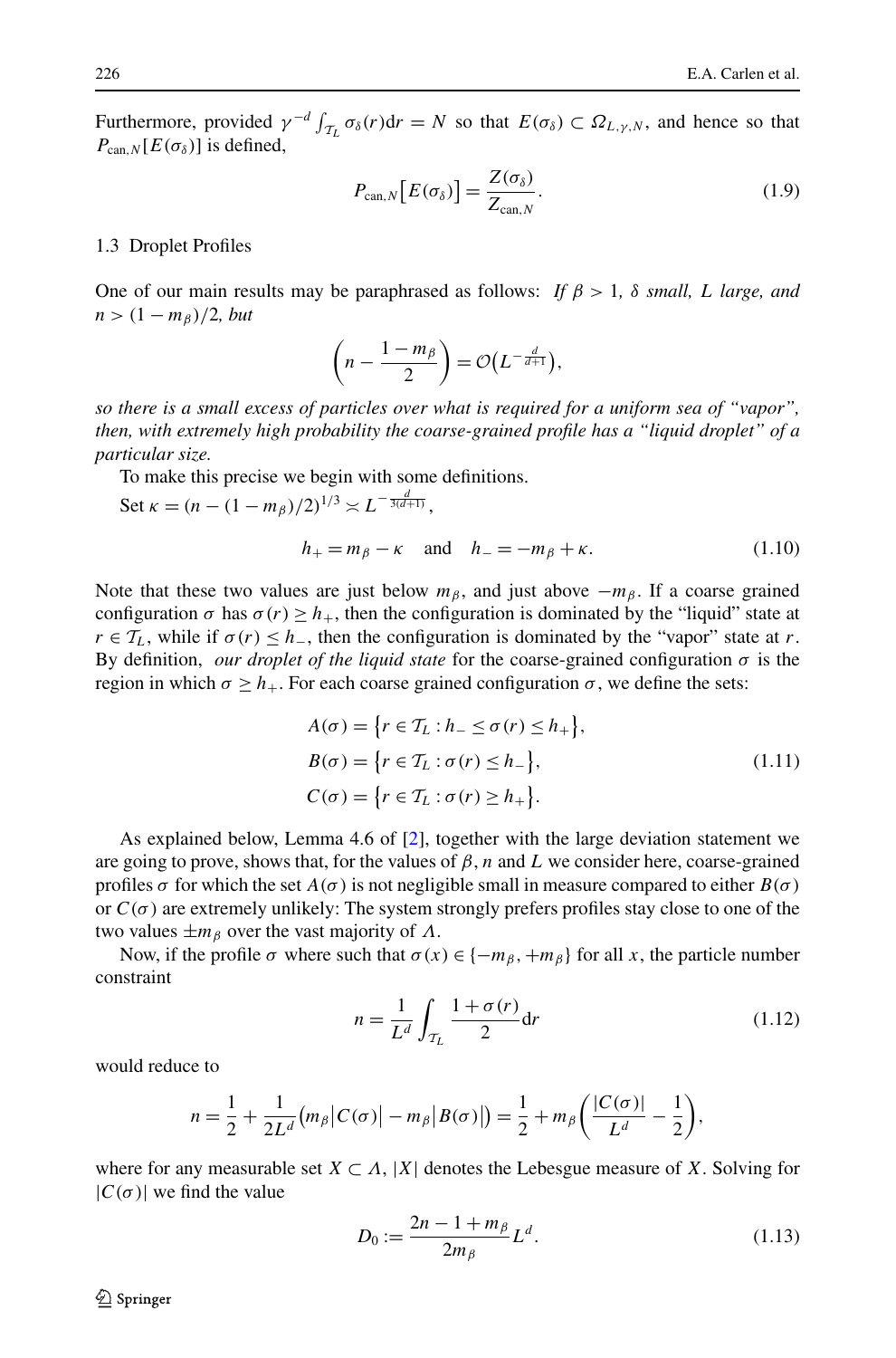Furthermore, provided $\gamma^{-d}\int_{\mathcal{T}_L}\sigma_\delta(r)\mathrm{d}r = N$ so that $E(\sigma_\delta)\subset \Omega_{L,\gamma,N}$, and hence so that $P_{\mathrm{can},N}[E(\sigma_\delta)]$ is defined,

$$P_{\mathrm{can},N}\big[E(\sigma_\delta)\big] = \frac{Z(\sigma_\delta)}{Z_{\mathrm{can},N}}. \tag{1.9}$$

### 1.3 Droplet Profiles

One of our main results may be paraphrased as follows: *If $\beta > 1$, $\delta$ small, $L$ large, and $n > (1-m_\beta)/2$, but*

$$\left(n - \frac{1-m_\beta}{2}\right) = \mathcal{O}\big(L^{-\frac{d}{d+1}}\big),$$

*so there is a small excess of particles over what is required for a uniform sea of "vapor", then, with extremely high probability the coarse-grained profile has a "liquid droplet" of a particular size.*

To make this precise we begin with some definitions.

Set $\kappa = (n - (1-m_\beta)/2)^{1/3} \asymp L^{-\frac{d}{3(d+1)}}$,

$$h_+ = m_\beta - \kappa \quad \text{and} \quad h_- = -m_\beta + \kappa. \tag{1.10}$$

Note that these two values are just below $m_\beta$, and just above $-m_\beta$. If a coarse grained configuration $\sigma$ has $\sigma(r)\geq h_+$, then the configuration is dominated by the "liquid" state at $r\in\mathcal{T}_L$, while if $\sigma(r)\leq h_-$, then the configuration is dominated by the "vapor" state at $r$. By definition, *our droplet of the liquid state* for the coarse-grained configuration $\sigma$ is the region in which $\sigma \geq h_+$. For each coarse grained configuration $\sigma$, we define the sets:

$$\begin{aligned} A(\sigma) &= \big\{r\in\mathcal{T}_L : h_- \leq \sigma(r) \leq h_+\big\},\\ B(\sigma) &= \big\{r\in\mathcal{T}_L : \sigma(r)\leq h_-\big\},\\ C(\sigma) &= \big\{r\in\mathcal{T}_L : \sigma(r)\geq h_+\big\}. \end{aligned} \tag{1.11}$$

As explained below, Lemma 4.6 of [2], together with the large deviation statement we are going to prove, shows that, for the values of $\beta, n$ and $L$ we consider here, coarse-grained profiles $\sigma$ for which the set $A(\sigma)$ is not negligible small in measure compared to either $B(\sigma)$ or $C(\sigma)$ are extremely unlikely: The system strongly prefers profiles stay close to one of the two values $\pm m_\beta$ over the vast majority of $\Lambda$.

Now, if the profile $\sigma$ where such that $\sigma(x)\in\{-m_\beta, +m_\beta\}$ for all $x$, the particle number constraint

$$n = \frac{1}{L^d}\int_{\mathcal{T}_L}\frac{1+\sigma(r)}{2}\mathrm{d}r \tag{1.12}$$

would reduce to

$$n = \frac{1}{2} + \frac{1}{2L^d}\big(m_\beta\big|C(\sigma)\big| - m_\beta\big|B(\sigma)\big|\big) = \frac{1}{2} + m_\beta\left(\frac{|C(\sigma)|}{L^d} - \frac{1}{2}\right),$$

where for any measurable set $X\subset\Lambda$, $|X|$ denotes the Lebesgue measure of $X$. Solving for $|C(\sigma)|$ we find the value

$$D_0 := \frac{2n-1+m_\beta}{2m_\beta}L^d. \tag{1.13}$$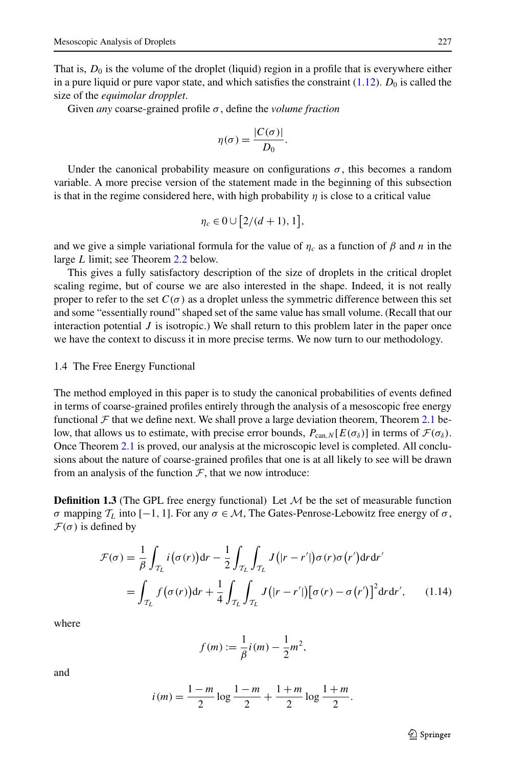That is, $D_0$ is the volume of the droplet (liquid) region in a profile that is everywhere either in a pure liquid or pure vapor state, and which satisfies the constraint (1.12). $D_0$ is called the size of the *equimolar dropplet*.

Given *any* coarse-grained profile $\sigma$, define the *volume fraction*

$$\eta(\sigma) = \frac{|C(\sigma)|}{D_0}.$$

Under the canonical probability measure on configurations $\sigma$, this becomes a random variable. A more precise version of the statement made in the beginning of this subsection is that in the regime considered here, with high probability $\eta$ is close to a critical value

$$\eta_c \in 0 \cup \big[2/(d+1), 1\big],$$

and we give a simple variational formula for the value of $\eta_c$ as a function of $\beta$ and $n$ in the large $L$ limit; see Theorem 2.2 below.

This gives a fully satisfactory description of the size of droplets in the critical droplet scaling regime, but of course we are also interested in the shape. Indeed, it is not really proper to refer to the set $C(\sigma)$ as a droplet unless the symmetric difference between this set and some "essentially round" shaped set of the same value has small volume. (Recall that our interaction potential $J$ is isotropic.) We shall return to this problem later in the paper once we have the context to discuss it in more precise terms. We now turn to our methodology.

### 1.4 The Free Energy Functional

The method employed in this paper is to study the canonical probabilities of events defined in terms of coarse-grained profiles entirely through the analysis of a mesoscopic free energy functional $\mathcal{F}$ that we define next. We shall prove a large deviation theorem, Theorem 2.1 below, that allows us to estimate, with precise error bounds, $P_{\mathrm{can},N}[E(\sigma_\delta)]$ in terms of $\mathcal{F}(\sigma_\delta)$. Once Theorem 2.1 is proved, our analysis at the microscopic level is completed. All conclusions about the nature of coarse-grained profiles that one is at all likely to see will be drawn from an analysis of the function $\mathcal{F}$, that we now introduce:

**Definition 1.3** (The GPL free energy functional) Let $\mathcal{M}$ be the set of measurable function $\sigma$ mapping $\mathcal{T}_L$ into $[-1, 1]$. For any $\sigma \in \mathcal{M}$, The Gates-Penrose-Lebowitz free energy of $\sigma$, $\mathcal{F}(\sigma)$ is defined by

$$\begin{aligned}\mathcal{F}(\sigma) &= \frac{1}{\beta}\int_{\mathcal{T}_L} i\big(\sigma(r)\big)\mathrm{d}r - \frac{1}{2}\int_{\mathcal{T}_L}\int_{\mathcal{T}_L} J\big(|r-r'|\big)\sigma(r)\sigma\big(r'\big)\mathrm{d}r\,\mathrm{d}r' \\ &= \int_{\mathcal{T}_L} f\big(\sigma(r)\big)\mathrm{d}r + \frac{1}{4}\int_{\mathcal{T}_L}\int_{\mathcal{T}_L} J\big(|r-r'|\big)\big[\sigma(r)-\sigma\big(r'\big)\big]^2\mathrm{d}r\,\mathrm{d}r', \qquad (1.14)\end{aligned}$$

where

$$f(m) := \frac{1}{\beta}i(m) - \frac{1}{2}m^2,$$

and

$$i(m) = \frac{1-m}{2}\log\frac{1-m}{2} + \frac{1+m}{2}\log\frac{1+m}{2}.$$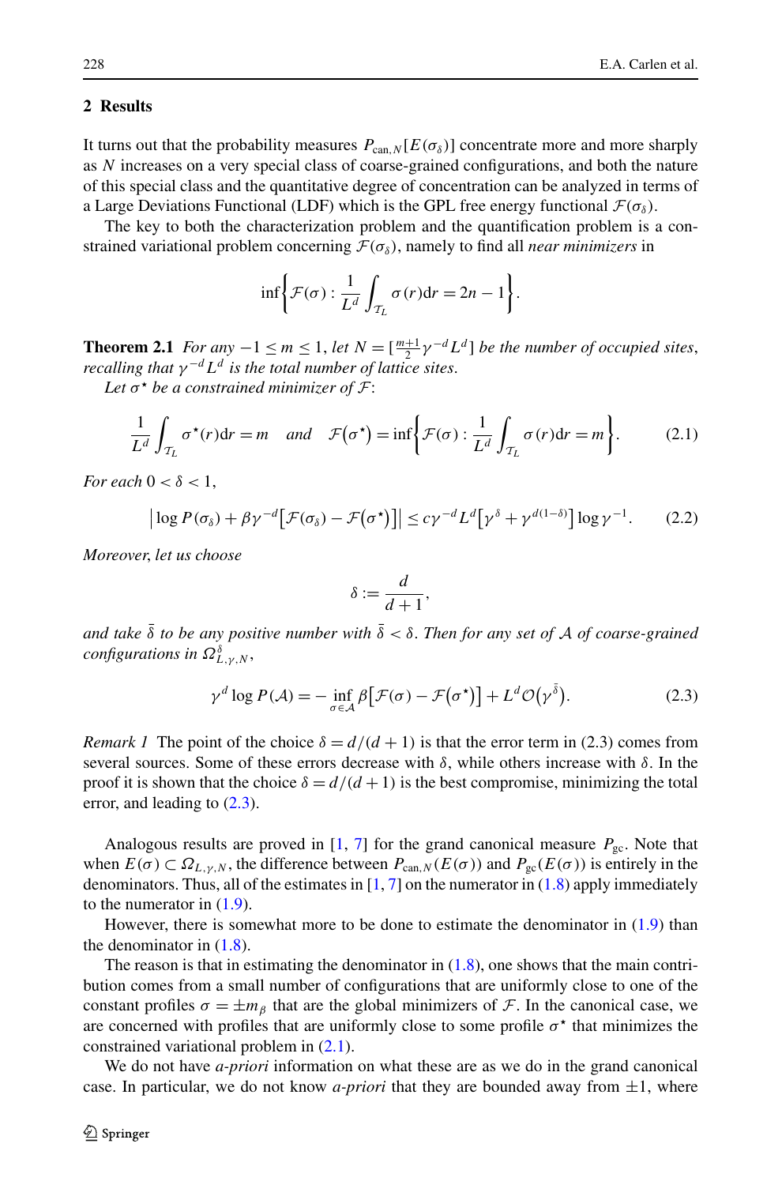## 2 Results

It turns out that the probability measures $P_{\mathrm{can},N}[E(\sigma_\delta)]$ concentrate more and more sharply as $N$ increases on a very special class of coarse-grained configurations, and both the nature of this special class and the quantitative degree of concentration can be analyzed in terms of a Large Deviations Functional (LDF) which is the GPL free energy functional $\mathcal{F}(\sigma_\delta)$.

The key to both the characterization problem and the quantification problem is a constrained variational problem concerning $\mathcal{F}(\sigma_\delta)$, namely to find all *near minimizers* in

$$\inf\left\{\mathcal{F}(\sigma) : \frac{1}{L^d}\int_{\mathcal{T}_L} \sigma(r)\mathrm{d}r = 2n-1\right\}.$$

**Theorem 2.1** *For any* $-1 \le m \le 1$, *let* $N = [\frac{m+1}{2}\gamma^{-d}L^d]$ *be the number of occupied sites, recalling that* $\gamma^{-d}L^d$ *is the total number of lattice sites.*

*Let* $\sigma^\star$ *be a constrained minimizer of* $\mathcal{F}$:

$$\frac{1}{L^d}\int_{\mathcal{T}_L} \sigma^\star(r)\mathrm{d}r = m \quad \text{and} \quad \mathcal{F}\big(\sigma^\star\big) = \inf\left\{\mathcal{F}(\sigma) : \frac{1}{L^d}\int_{\mathcal{T}_L} \sigma(r)\mathrm{d}r = m\right\}. \tag{2.1}$$

*For each* $0 < \delta < 1$,

$$\big|\log P(\sigma_\delta) + \beta\gamma^{-d}\big[\mathcal{F}(\sigma_\delta) - \mathcal{F}\big(\sigma^\star\big)\big]\big| \le c\gamma^{-d}L^d\big[\gamma^\delta + \gamma^{d(1-\delta)}\big]\log\gamma^{-1}. \tag{2.2}$$

*Moreover, let us choose*

$$\delta := \frac{d}{d+1},$$

*and take* $\bar\delta$ *to be any positive number with* $\bar\delta < \delta$. *Then for any set of* $\mathcal{A}$ *of coarse-grained configurations in* $\Omega^\delta_{L,\gamma,N}$,

$$\gamma^d \log P(\mathcal{A}) = -\inf_{\sigma\in\mathcal{A}} \beta\big[\mathcal{F}(\sigma) - \mathcal{F}\big(\sigma^\star\big)\big] + L^d\mathcal{O}\big(\gamma^{\bar\delta}\big). \tag{2.3}$$

*Remark 1* The point of the choice $\delta = d/(d+1)$ is that the error term in (2.3) comes from several sources. Some of these errors decrease with $\delta$, while others increase with $\delta$. In the proof it is shown that the choice $\delta = d/(d+1)$ is the best compromise, minimizing the total error, and leading to (2.3).

Analogous results are proved in [1, 7] for the grand canonical measure $P_{\mathrm{gc}}$. Note that when $E(\sigma) \subset \Omega_{L,\gamma,N}$, the difference between $P_{\mathrm{can},N}(E(\sigma))$ and $P_{\mathrm{gc}}(E(\sigma))$ is entirely in the denominators. Thus, all of the estimates in [1, 7] on the numerator in (1.8) apply immediately to the numerator in (1.9).

However, there is somewhat more to be done to estimate the denominator in (1.9) than the denominator in (1.8).

The reason is that in estimating the denominator in (1.8), one shows that the main contribution comes from a small number of configurations that are uniformly close to one of the constant profiles $\sigma = \pm m_\beta$ that are the global minimizers of $\mathcal{F}$. In the canonical case, we are concerned with profiles that are uniformly close to some profile $\sigma^\star$ that minimizes the constrained variational problem in (2.1).

We do not have *a-priori* information on what these are as we do in the grand canonical case. In particular, we do not know *a-priori* that they are bounded away from $\pm 1$, where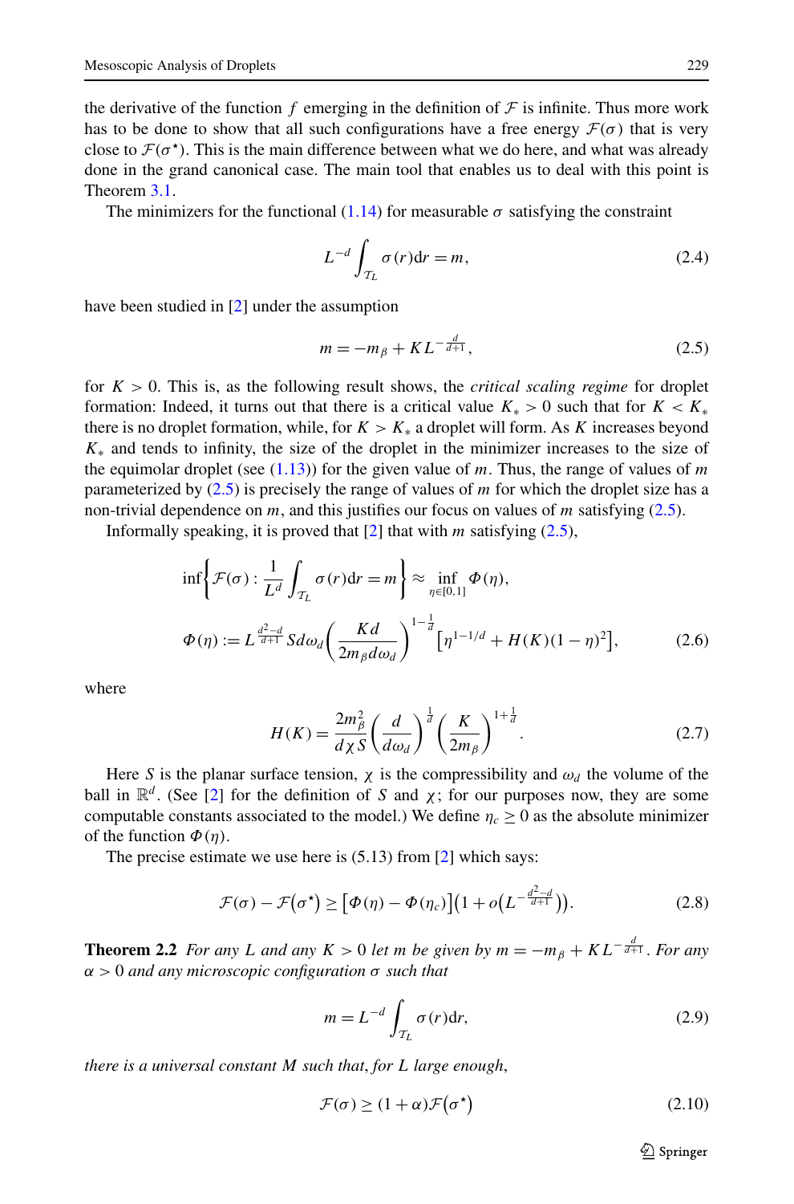the derivative of the function $f$ emerging in the definition of $\mathcal{F}$ is infinite. Thus more work has to be done to show that all such configurations have a free energy $\mathcal{F}(\sigma)$ that is very close to $\mathcal{F}(\sigma^\star)$. This is the main difference between what we do here, and what was already done in the grand canonical case. The main tool that enables us to deal with this point is Theorem 3.1.

The minimizers for the functional (1.14) for measurable $\sigma$ satisfying the constraint

$$L^{-d} \int_{\mathcal{T}_L} \sigma(r)\mathrm{d}r = m, \tag{2.4}$$

have been studied in [2] under the assumption

$$m = -m_\beta + K L^{-\frac{d}{d+1}}, \tag{2.5}$$

for $K > 0$. This is, as the following result shows, the *critical scaling regime* for droplet formation: Indeed, it turns out that there is a critical value $K_* > 0$ such that for $K < K_*$ there is no droplet formation, while, for $K > K_*$ a droplet will form. As $K$ increases beyond $K_*$ and tends to infinity, the size of the droplet in the minimizer increases to the size of the equimolar droplet (see (1.13)) for the given value of $m$. Thus, the range of values of $m$ parameterized by (2.5) is precisely the range of values of $m$ for which the droplet size has a non-trivial dependence on $m$, and this justifies our focus on values of $m$ satisfying (2.5).

Informally speaking, it is proved that [2] that with $m$ satisfying (2.5),

$$\inf\left\{\mathcal{F}(\sigma) : \frac{1}{L^d}\int_{\mathcal{T}_L} \sigma(r)\mathrm{d}r = m\right\} \approx \inf_{\eta\in[0,1]} \Phi(\eta),$$

$$\Phi(\eta) := L^{\frac{d^2-d}{d+1}} S d\omega_d \left(\frac{Kd}{2m_\beta d\omega_d}\right)^{1-\frac{1}{d}} \left[\eta^{1-1/d} + H(K)(1-\eta)^2\right], \tag{2.6}$$

where

$$H(K) = \frac{2m_\beta^2}{d\chi S}\left(\frac{d}{d\omega_d}\right)^{\frac{1}{d}} \left(\frac{K}{2m_\beta}\right)^{1+\frac{1}{d}}. \tag{2.7}$$

Here $S$ is the planar surface tension, $\chi$ is the compressibility and $\omega_d$ the volume of the ball in $\mathbb{R}^d$. (See [2] for the definition of $S$ and $\chi$; for our purposes now, they are some computable constants associated to the model.) We define $\eta_c \geq 0$ as the absolute minimizer of the function $\Phi(\eta)$.

The precise estimate we use here is (5.13) from [2] which says:

$$\mathcal{F}(\sigma) - \mathcal{F}(\sigma^\star) \geq \left[\Phi(\eta) - \Phi(\eta_c)\right]\left(1 + o\left(L^{-\frac{d^2-d}{d+1}}\right)\right). \tag{2.8}$$

**Theorem 2.2** *For any $L$ and any $K > 0$ let $m$ be given by $m = -m_\beta + KL^{-\frac{d}{d+1}}$. For any $\alpha > 0$ and any microscopic configuration $\sigma$ such that*

$$m = L^{-d}\int_{\mathcal{T}_L} \sigma(r)\mathrm{d}r, \tag{2.9}$$

*there is a universal constant $M$ such that, for $L$ large enough,*

$$\mathcal{F}(\sigma) \geq (1+\alpha)\mathcal{F}(\sigma^\star) \tag{2.10}$$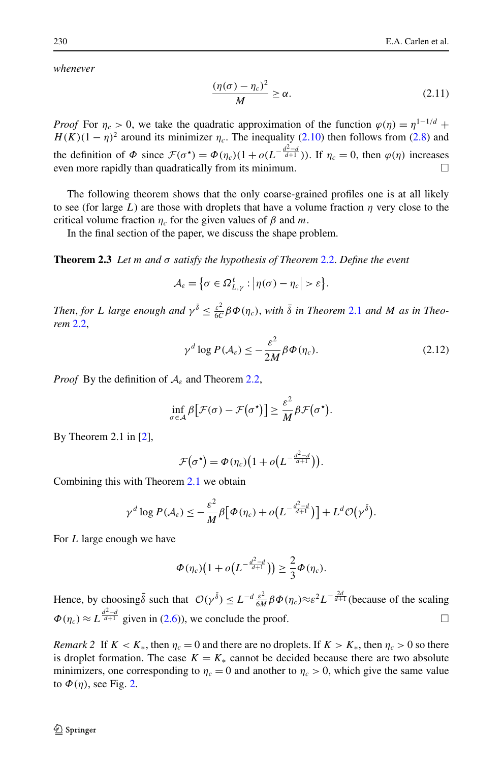*whenever*

$$\frac{(\eta(\sigma)-\eta_c)^2}{M} \geq \alpha. \tag{2.11}$$

*Proof* For $\eta_c > 0$, we take the quadratic approximation of the function $\varphi(\eta) = \eta^{1-1/d} + H(K)(1-\eta)^2$ around its minimizer $\eta_c$. The inequality (2.10) then follows from (2.8) and the definition of $\Phi$ since $\mathcal{F}(\sigma^\star) = \Phi(\eta_c)(1 + o(L^{-\frac{d^2-d}{d+1}}))$. If $\eta_c = 0$, then $\varphi(\eta)$ increases even more rapidly than quadratically from its minimum. □

The following theorem shows that the only coarse-grained profiles one is at all likely to see (for large $L$) are those with droplets that have a volume fraction $\eta$ very close to the critical volume fraction $\eta_c$ for the given values of $\beta$ and $m$.

In the final section of the paper, we discuss the shape problem.

**Theorem 2.3** *Let $m$ and $\sigma$ satisfy the hypothesis of Theorem 2.2. Define the event*

$$\mathcal{A}_\varepsilon = \left\{\sigma \in \Omega^\ell_{L,\gamma} : \left|\eta(\sigma) - \eta_c\right| > \varepsilon\right\}.$$

*Then, for $L$ large enough and $\gamma^{\bar\delta} \leq \frac{\varepsilon^2}{6C}\beta\Phi(\eta_c)$, with $\bar\delta$ in Theorem 2.1 and $M$ as in Theorem 2.2,*

$$\gamma^d \log P(\mathcal{A}_\varepsilon) \leq -\frac{\varepsilon^2}{2M}\beta\Phi(\eta_c). \tag{2.12}$$

*Proof* By the definition of $\mathcal{A}_\varepsilon$ and Theorem 2.2,

$$\inf_{\sigma\in\mathcal{A}} \beta\left[\mathcal{F}(\sigma) - \mathcal{F}\left(\sigma^\star\right)\right] \geq \frac{\varepsilon^2}{M}\beta\mathcal{F}\left(\sigma^\star\right).$$

By Theorem 2.1 in [2],

$$\mathcal{F}\left(\sigma^\star\right) = \Phi(\eta_c)\left(1 + o\left(L^{-\frac{d^2-d}{d+1}}\right)\right).$$

Combining this with Theorem 2.1 we obtain

$$\gamma^d \log P(\mathcal{A}_\varepsilon) \leq -\frac{\varepsilon^2}{M}\beta\left[\Phi(\eta_c) + o\left(L^{-\frac{d^2-d}{d+1}}\right)\right] + L^d\mathcal{O}\left(\gamma^{\bar\delta}\right).$$

For $L$ large enough we have

$$\Phi(\eta_c)\left(1 + o\left(L^{-\frac{d^2-d}{d+1}}\right)\right) \geq \frac{2}{3}\Phi(\eta_c).$$

Hence, by choosing $\bar\delta$ such that $\mathcal{O}(\gamma^{\bar\delta}) \leq L^{-d}\frac{\varepsilon^2}{6M}\beta\Phi(\eta_c) \approx \varepsilon^2 L^{-\frac{2d}{d+1}}$ (because of the scaling $\Phi(\eta_c) \approx L^{\frac{d^2-d}{d+1}}$ given in (2.6)), we conclude the proof. □

*Remark 2* If $K < K_*$, then $\eta_c = 0$ and there are no droplets. If $K > K_*$, then $\eta_c > 0$ so there is droplet formation. The case $K = K_*$ cannot be decided because there are two absolute minimizers, one corresponding to $\eta_c = 0$ and another to $\eta_c > 0$, which give the same value to $\Phi(\eta)$, see Fig. 2.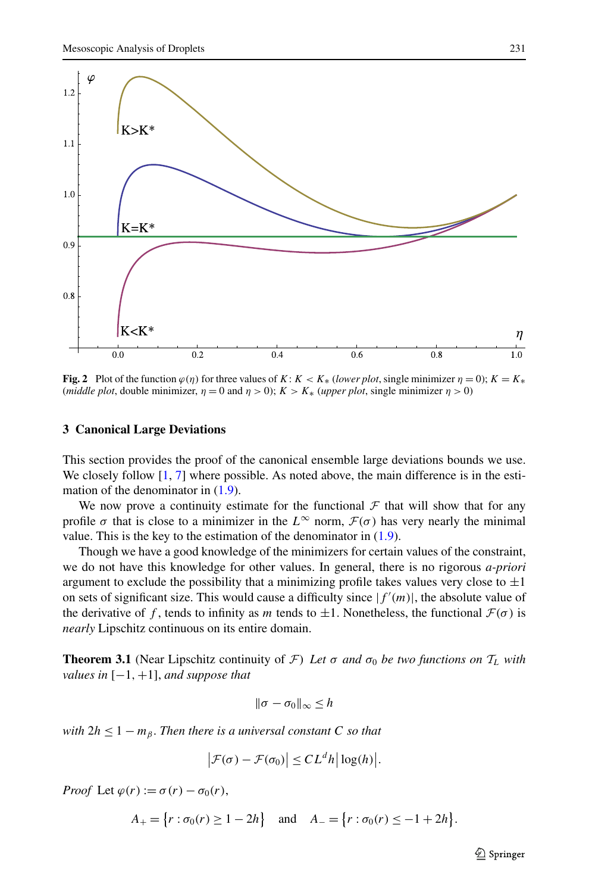**Fig. 2** Plot of the function $\varphi(\eta)$ for three values of $K$: $K < K_*$ (*lower plot*, single minimizer $\eta = 0$); $K = K_*$ (*middle plot*, double minimizer, $\eta = 0$ and $\eta > 0$); $K > K_*$ (*upper plot*, single minimizer $\eta > 0$)

## 3 Canonical Large Deviations

This section provides the proof of the canonical ensemble large deviations bounds we use. We closely follow [1, 7] where possible. As noted above, the main difference is in the estimation of the denominator in (1.9).

We now prove a continuity estimate for the functional $\mathcal{F}$ that will show that for any profile $\sigma$ that is close to a minimizer in the $L^\infty$ norm, $\mathcal{F}(\sigma)$ has very nearly the minimal value. This is the key to the estimation of the denominator in (1.9).

Though we have a good knowledge of the minimizers for certain values of the constraint, we do not have this knowledge for other values. In general, there is no rigorous *a-priori* argument to exclude the possibility that a minimizing profile takes values very close to $\pm 1$ on sets of significant size. This would cause a difficulty since $|f'(m)|$, the absolute value of the derivative of $f$, tends to infinity as $m$ tends to $\pm 1$. Nonetheless, the functional $\mathcal{F}(\sigma)$ is *nearly* Lipschitz continuous on its entire domain.

**Theorem 3.1** (Near Lipschitz continuity of $\mathcal{F}$) *Let $\sigma$ and $\sigma_0$ be two functions on $\mathcal{T}_L$ with values in* $[-1, +1]$, *and suppose that*

$$\|\sigma - \sigma_0\|_\infty \le h$$

*with $2h \le 1 - m_\beta$. Then there is a universal constant $C$ so that*

$$\left|\mathcal{F}(\sigma) - \mathcal{F}(\sigma_0)\right| \le C L^d h \left|\log(h)\right|.$$

*Proof* Let $\varphi(r) := \sigma(r) - \sigma_0(r)$,

$$A_+ = \left\{r : \sigma_0(r) \ge 1 - 2h\right\} \quad \text{and} \quad A_- = \left\{r : \sigma_0(r) \le -1 + 2h\right\}.$$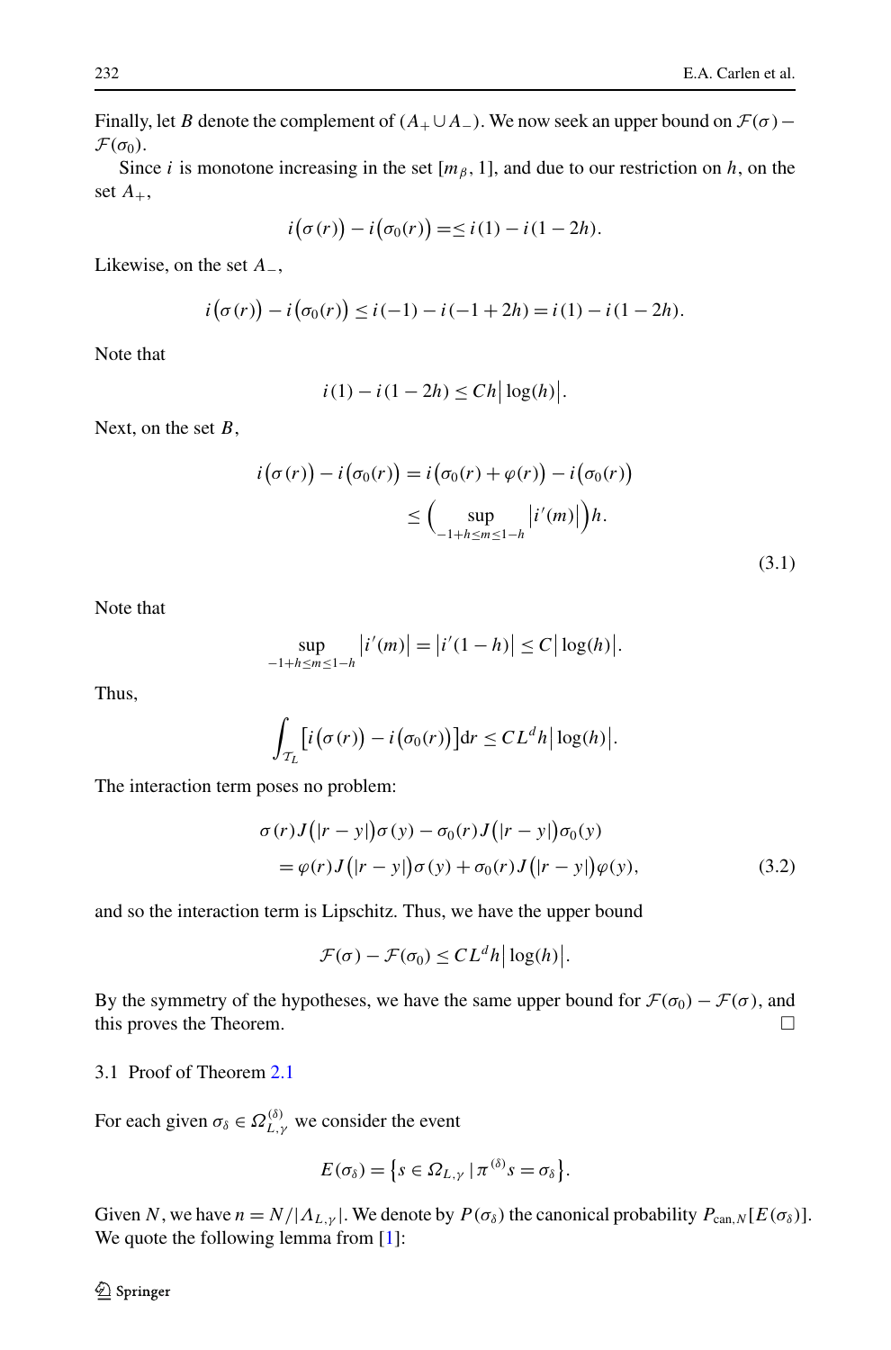Finally, let $B$ denote the complement of $(A_+ \cup A_-)$. We now seek an upper bound on $\mathcal{F}(\sigma) - \mathcal{F}(\sigma_0)$.

Since $i$ is monotone increasing in the set $[m_\beta, 1]$, and due to our restriction on $h$, on the set $A_+$,

$$i\big(\sigma(r)\big) - i\big(\sigma_0(r)\big) = \leq i(1) - i(1-2h).$$

Likewise, on the set $A_-$,

$$i\big(\sigma(r)\big) - i\big(\sigma_0(r)\big) \leq i(-1) - i(-1+2h) = i(1) - i(1-2h).$$

Note that

$$i(1) - i(1-2h) \leq Ch\big|\log(h)\big|.$$

Next, on the set $B$,

$$\begin{aligned} i\big(\sigma(r)\big) - i\big(\sigma_0(r)\big) &= i\big(\sigma_0(r) + \varphi(r)\big) - i\big(\sigma_0(r)\big) \\ &\leq \Big(\sup_{-1+h\leq m\leq 1-h} \big|i'(m)\big|\Big)h. \end{aligned} \tag{3.1}$$

Note that

$$\sup_{-1+h\leq m\leq 1-h} \big|i'(m)\big| = \big|i'(1-h)\big| \leq C\big|\log(h)\big|.$$

Thus,

$$\int_{\mathcal{T}_L} \big[i\big(\sigma(r)\big) - i\big(\sigma_0(r)\big)\big]\mathrm{d}r \leq CL^d h\big|\log(h)\big|.$$

The interaction term poses no problem:

$$\begin{aligned} &\sigma(r)J\big(|r-y|\big)\sigma(y) - \sigma_0(r)J\big(|r-y|\big)\sigma_0(y) \\ &\quad = \varphi(r)J\big(|r-y|\big)\sigma(y) + \sigma_0(r)J\big(|r-y|\big)\varphi(y), \end{aligned} \tag{3.2}$$

and so the interaction term is Lipschitz. Thus, we have the upper bound

$$\mathcal{F}(\sigma) - \mathcal{F}(\sigma_0) \leq CL^d h\big|\log(h)\big|.$$

By the symmetry of the hypotheses, we have the same upper bound for $\mathcal{F}(\sigma_0) - \mathcal{F}(\sigma)$, and this proves the Theorem. □

### 3.1 Proof of Theorem 2.1

For each given $\sigma_\delta \in \Omega^{(\delta)}_{L,\gamma}$ we consider the event

$$E(\sigma_\delta) = \big\{s \in \Omega_{L,\gamma} \,|\, \pi^{(\delta)}s = \sigma_\delta\big\}.$$

Given $N$, we have $n = N/|\Lambda_{L,\gamma}|$. We denote by $P(\sigma_\delta)$ the canonical probability $P_{\mathrm{can},N}[E(\sigma_\delta)]$. We quote the following lemma from [1]: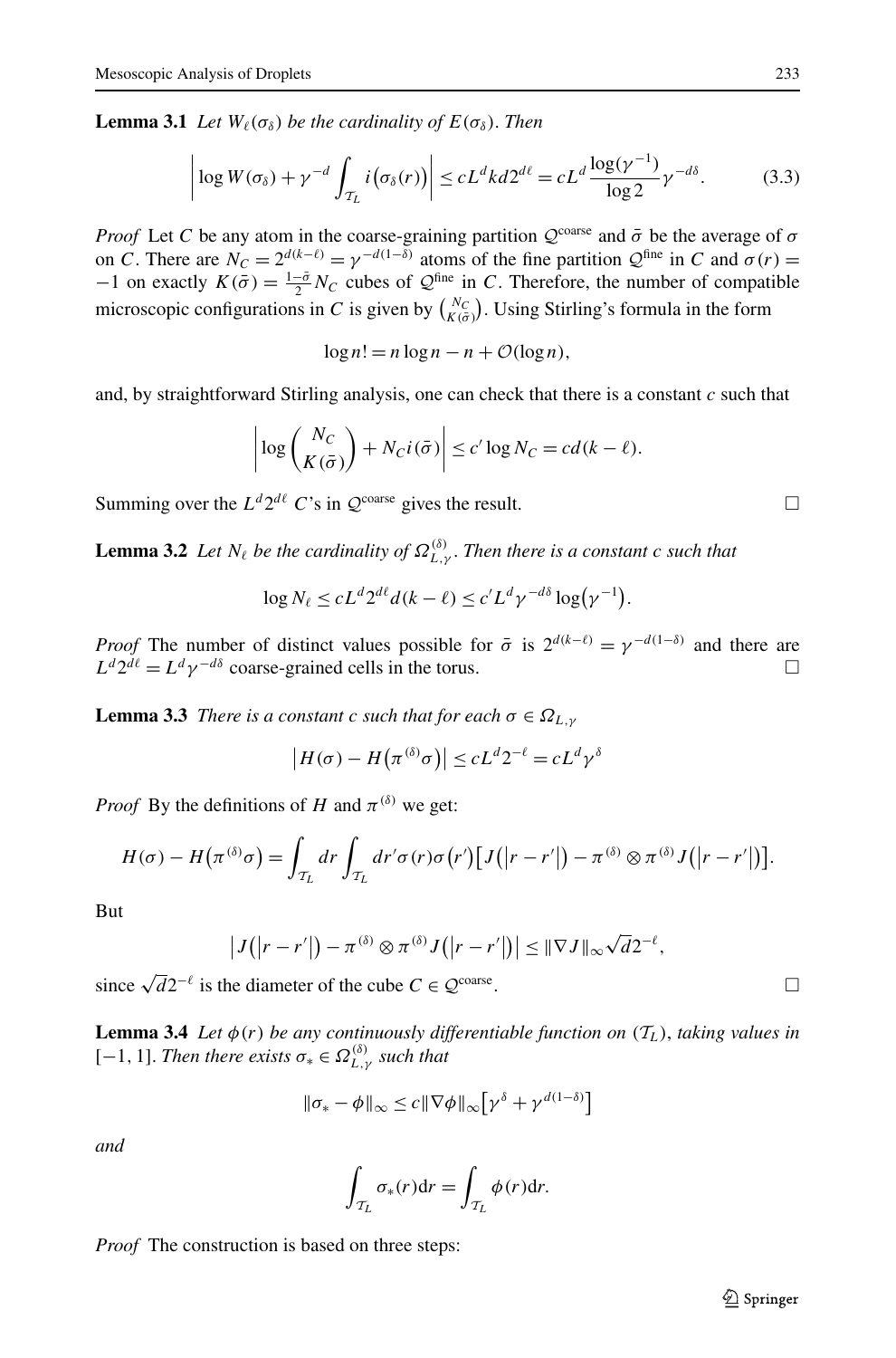**Lemma 3.1** *Let $W_\ell(\sigma_\delta)$ be the cardinality of $E(\sigma_\delta)$. Then*

$$\left|\log W(\sigma_\delta) + \gamma^{-d}\int_{\mathcal{T}_L} i\big(\sigma_\delta(r)\big)\right| \le cL^d k d 2^{d\ell} = cL^d \frac{\log(\gamma^{-1})}{\log 2}\gamma^{-d\delta}. \tag{3.3}$$

*Proof* Let $C$ be any atom in the coarse-graining partition $\mathcal{Q}^{\text{coarse}}$ and $\bar{\sigma}$ be the average of $\sigma$ on $C$. There are $N_C = 2^{d(k-\ell)} = \gamma^{-d(1-\delta)}$ atoms of the fine partition $\mathcal{Q}^{\text{fine}}$ in $C$ and $\sigma(r) = -1$ on exactly $K(\bar{\sigma}) = \frac{1-\bar{\sigma}}{2}N_C$ cubes of $\mathcal{Q}^{\text{fine}}$ in $C$. Therefore, the number of compatible microscopic configurations in $C$ is given by $\binom{N_C}{K(\bar{\sigma})}$. Using Stirling's formula in the form

$$\log n! = n\log n - n + \mathcal{O}(\log n),$$

and, by straightforward Stirling analysis, one can check that there is a constant $c$ such that

$$\left|\log\binom{N_C}{K(\bar{\sigma})} + N_C i(\bar{\sigma})\right| \le c'\log N_C = cd(k-\ell).$$

Summing over the $L^d 2^{d\ell}$ $C$'s in $\mathcal{Q}^{\text{coarse}}$ gives the result. □

**Lemma 3.2** *Let $N_\ell$ be the cardinality of $\Omega^{(\delta)}_{L,\gamma}$. Then there is a constant $c$ such that*

$$\log N_\ell \le cL^d 2^{d\ell} d(k-\ell) \le c' L^d \gamma^{-d\delta}\log\big(\gamma^{-1}\big).$$

*Proof* The number of distinct values possible for $\bar{\sigma}$ is $2^{d(k-\ell)} = \gamma^{-d(1-\delta)}$ and there are $L^d 2^{d\ell} = L^d\gamma^{-d\delta}$ coarse-grained cells in the torus. □

**Lemma 3.3** *There is a constant $c$ such that for each $\sigma \in \Omega_{L,\gamma}$*

$$\big|H(\sigma) - H\big(\pi^{(\delta)}\sigma\big)\big| \le cL^d 2^{-\ell} = cL^d\gamma^\delta$$

*Proof* By the definitions of $H$ and $\pi^{(\delta)}$ we get:

$$H(\sigma) - H\big(\pi^{(\delta)}\sigma\big) = \int_{\mathcal{T}_L} dr \int_{\mathcal{T}_L} dr' \sigma(r)\sigma\big(r'\big)\big[J\big(\big|r-r'\big|\big) - \pi^{(\delta)}\otimes\pi^{(\delta)} J\big(\big|r-r'\big|\big)\big].$$

But

$$\big|J\big(\big|r-r'\big|\big) - \pi^{(\delta)}\otimes\pi^{(\delta)} J\big(\big|r-r'\big|\big)\big| \le \|\nabla J\|_\infty \sqrt{d}2^{-\ell},$$

since $\sqrt{d}2^{-\ell}$ is the diameter of the cube $C \in \mathcal{Q}^{\text{coarse}}$. □

**Lemma 3.4** *Let $\phi(r)$ be any continuously differentiable function on $(\mathcal{T}_L)$, taking values in $[-1,1]$. Then there exists $\sigma_* \in \Omega^{(\delta)}_{L,\gamma}$ such that*

$$\|\sigma_* - \phi\|_\infty \le c\|\nabla\phi\|_\infty\big[\gamma^\delta + \gamma^{d(1-\delta)}\big]$$

*and*

$$\int_{\mathcal{T}_L} \sigma_*(r)\mathrm{d}r = \int_{\mathcal{T}_L} \phi(r)\mathrm{d}r.$$

*Proof* The construction is based on three steps: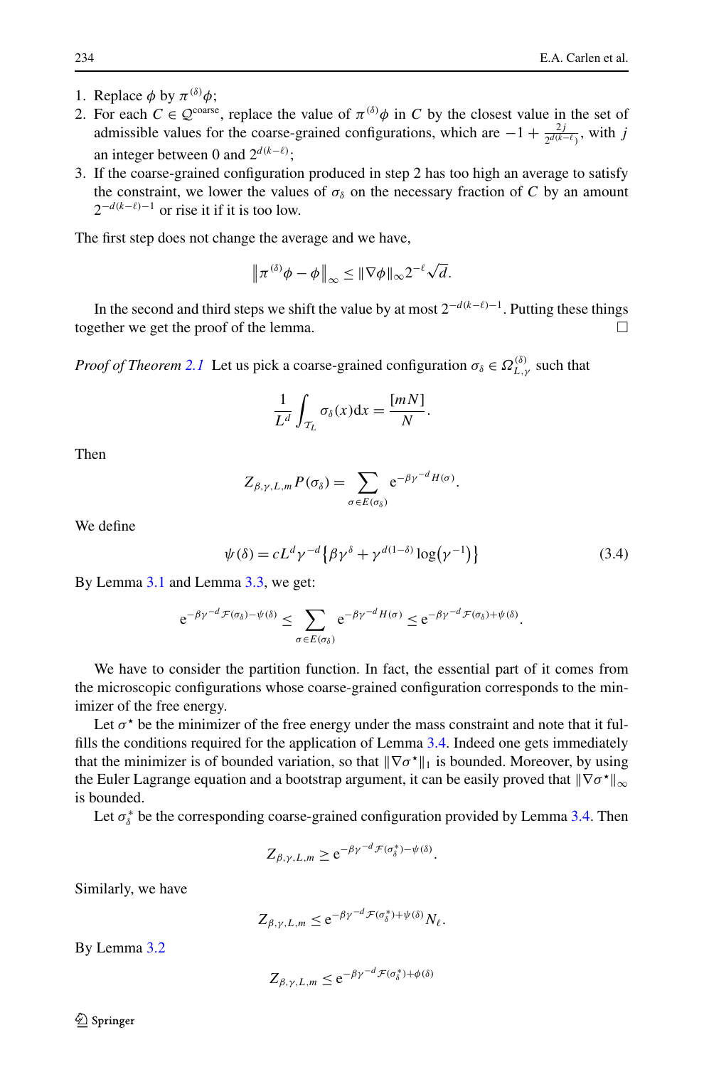1. Replace $\phi$ by $\pi^{(\delta)}\phi$;
2. For each $C \in \mathcal{Q}^{\text{coarse}}$, replace the value of $\pi^{(\delta)}\phi$ in $C$ by the closest value in the set of admissible values for the coarse-grained configurations, which are $-1 + \frac{2j}{2^{d(k-\ell)}}$, with $j$ an integer between 0 and $2^{d(k-\ell)}$;
3. If the coarse-grained configuration produced in step 2 has too high an average to satisfy the constraint, we lower the values of $\sigma_\delta$ on the necessary fraction of $C$ by an amount $2^{-d(k-\ell)-1}$ or rise it if it is too low.

The first step does not change the average and we have,

$$\left\| \pi^{(\delta)}\phi - \phi \right\|_\infty \le \|\nabla\phi\|_\infty 2^{-\ell}\sqrt{d}.$$

In the second and third steps we shift the value by at most $2^{-d(k-\ell)-1}$. Putting these things together we get the proof of the lemma. □

*Proof of Theorem 2.1* Let us pick a coarse-grained configuration $\sigma_\delta \in \Omega^{(\delta)}_{L,\gamma}$ such that

$$\frac{1}{L^d}\int_{\mathcal{T}_L} \sigma_\delta(x)\mathrm{d}x = \frac{[mN]}{N}.$$

Then

$$Z_{\beta,\gamma,L,m} P(\sigma_\delta) = \sum_{\sigma \in E(\sigma_\delta)} \mathrm{e}^{-\beta\gamma^{-d}H(\sigma)}.$$

We define

$$\psi(\delta) = cL^d\gamma^{-d}\left\{\beta\gamma^\delta + \gamma^{d(1-\delta)}\log\left(\gamma^{-1}\right)\right\} \tag{3.4}$$

By Lemma 3.1 and Lemma 3.3, we get:

$$\mathrm{e}^{-\beta\gamma^{-d}\mathcal{F}(\sigma_\delta)-\psi(\delta)} \le \sum_{\sigma\in E(\sigma_\delta)} \mathrm{e}^{-\beta\gamma^{-d}H(\sigma)} \le \mathrm{e}^{-\beta\gamma^{-d}\mathcal{F}(\sigma_\delta)+\psi(\delta)}.$$

We have to consider the partition function. In fact, the essential part of it comes from the microscopic configurations whose coarse-grained configuration corresponds to the minimizer of the free energy.

Let $\sigma^\star$ be the minimizer of the free energy under the mass constraint and note that it fulfills the conditions required for the application of Lemma 3.4. Indeed one gets immediately that the minimizer is of bounded variation, so that $\|\nabla\sigma^\star\|_1$ is bounded. Moreover, by using the Euler Lagrange equation and a bootstrap argument, it can be easily proved that $\|\nabla\sigma^\star\|_\infty$ is bounded.

Let $\sigma^*_\delta$ be the corresponding coarse-grained configuration provided by Lemma 3.4. Then

$$Z_{\beta,\gamma,L,m} \ge \mathrm{e}^{-\beta\gamma^{-d}\mathcal{F}(\sigma^*_\delta)-\psi(\delta)}.$$

Similarly, we have

$$Z_{\beta,\gamma,L,m} \le \mathrm{e}^{-\beta\gamma^{-d}\mathcal{F}(\sigma^*_\delta)+\psi(\delta)}N_\ell.$$

By Lemma 3.2

$$Z_{\beta,\gamma,L,m} \le \mathrm{e}^{-\beta\gamma^{-d}\mathcal{F}(\sigma^*_\delta)+\phi(\delta)}$$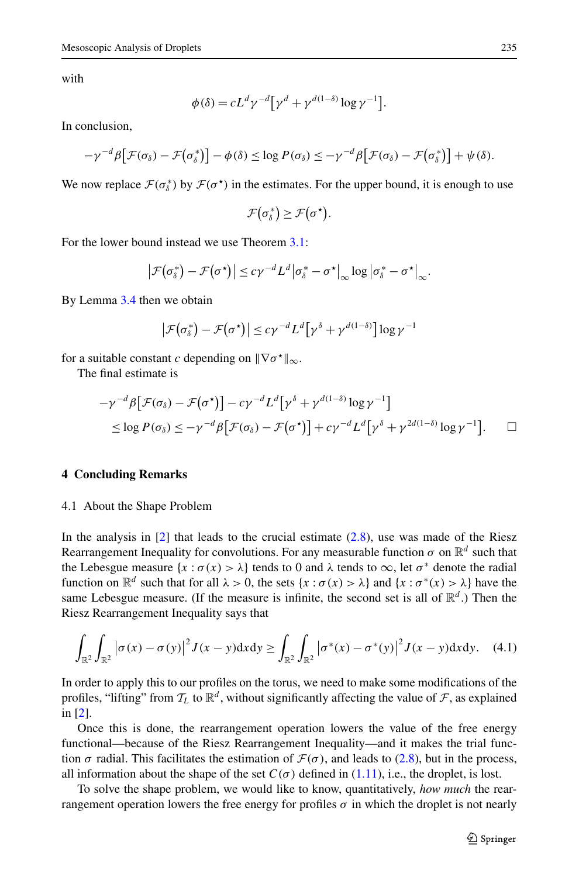with

$$\phi(\delta) = cL^d\gamma^{-d}\big[\gamma^d + \gamma^{d(1-\delta)}\log\gamma^{-1}\big].$$

In conclusion,

$$-\gamma^{-d}\beta\big[\mathcal{F}(\sigma_\delta) - \mathcal{F}\big(\sigma_\delta^*\big)\big] - \phi(\delta) \le \log P(\sigma_\delta) \le -\gamma^{-d}\beta\big[\mathcal{F}(\sigma_\delta) - \mathcal{F}\big(\sigma_\delta^*\big)\big] + \psi(\delta).$$

We now replace $\mathcal{F}(\sigma_\delta^*)$ by $\mathcal{F}(\sigma^\star)$ in the estimates. For the upper bound, it is enough to use

$$\mathcal{F}\big(\sigma_\delta^*\big) \ge \mathcal{F}\big(\sigma^\star\big).$$

For the lower bound instead we use Theorem 3.1:

$$\big|\mathcal{F}\big(\sigma_\delta^*\big) - \mathcal{F}\big(\sigma^\star\big)\big| \le c\gamma^{-d}L^d\big|\sigma_\delta^* - \sigma^\star\big|_\infty \log\big|\sigma_\delta^* - \sigma^\star\big|_\infty.$$

By Lemma 3.4 then we obtain

$$\big|\mathcal{F}\big(\sigma_\delta^*\big) - \mathcal{F}\big(\sigma^\star\big)\big| \le c\gamma^{-d}L^d\big[\gamma^\delta + \gamma^{d(1-\delta)}\big]\log\gamma^{-1}$$

for a suitable constant $c$ depending on $\|\nabla\sigma^\star\|_\infty$.

The final estimate is

$$\begin{aligned}
&-\gamma^{-d}\beta\big[\mathcal{F}(\sigma_\delta) - \mathcal{F}\big(\sigma^\star\big)\big] - c\gamma^{-d}L^d\big[\gamma^\delta + \gamma^{d(1-\delta)}\log\gamma^{-1}\big] \\
&\quad\le \log P(\sigma_\delta) \le -\gamma^{-d}\beta\big[\mathcal{F}(\sigma_\delta) - \mathcal{F}\big(\sigma^\star\big)\big] + c\gamma^{-d}L^d\big[\gamma^\delta + \gamma^{2d(1-\delta)}\log\gamma^{-1}\big]. \qquad \square
\end{aligned}$$

## 4 Concluding Remarks

### 4.1 About the Shape Problem

In the analysis in [2] that leads to the crucial estimate (2.8), use was made of the Riesz Rearrangement Inequality for convolutions. For any measurable function $\sigma$ on $\mathbb{R}^d$ such that the Lebesgue measure $\{x : \sigma(x) > \lambda\}$ tends to 0 and $\lambda$ tends to $\infty$, let $\sigma^*$ denote the radial function on $\mathbb{R}^d$ such that for all $\lambda > 0$, the sets $\{x : \sigma(x) > \lambda\}$ and $\{x : \sigma^*(x) > \lambda\}$ have the same Lebesgue measure. (If the measure is infinite, the second set is all of $\mathbb{R}^d$.) Then the Riesz Rearrangement Inequality says that

$$\int_{\mathbb{R}^2}\int_{\mathbb{R}^2}\big|\sigma(x) - \sigma(y)\big|^2 J(x-y)\mathrm{d}x\mathrm{d}y \ge \int_{\mathbb{R}^2}\int_{\mathbb{R}^2}\big|\sigma^*(x) - \sigma^*(y)\big|^2 J(x-y)\mathrm{d}x\mathrm{d}y. \quad (4.1)$$

In order to apply this to our profiles on the torus, we need to make some modifications of the profiles, "lifting" from $\mathcal{T}_L$ to $\mathbb{R}^d$, without significantly affecting the value of $\mathcal{F}$, as explained in [2].

Once this is done, the rearrangement operation lowers the value of the free energy functional—because of the Riesz Rearrangement Inequality—and it makes the trial function $\sigma$ radial. This facilitates the estimation of $\mathcal{F}(\sigma)$, and leads to (2.8), but in the process, all information about the shape of the set $C(\sigma)$ defined in (1.11), i.e., the droplet, is lost.

To solve the shape problem, we would like to know, quantitatively, *how much* the rearrangement operation lowers the free energy for profiles $\sigma$ in which the droplet is not nearly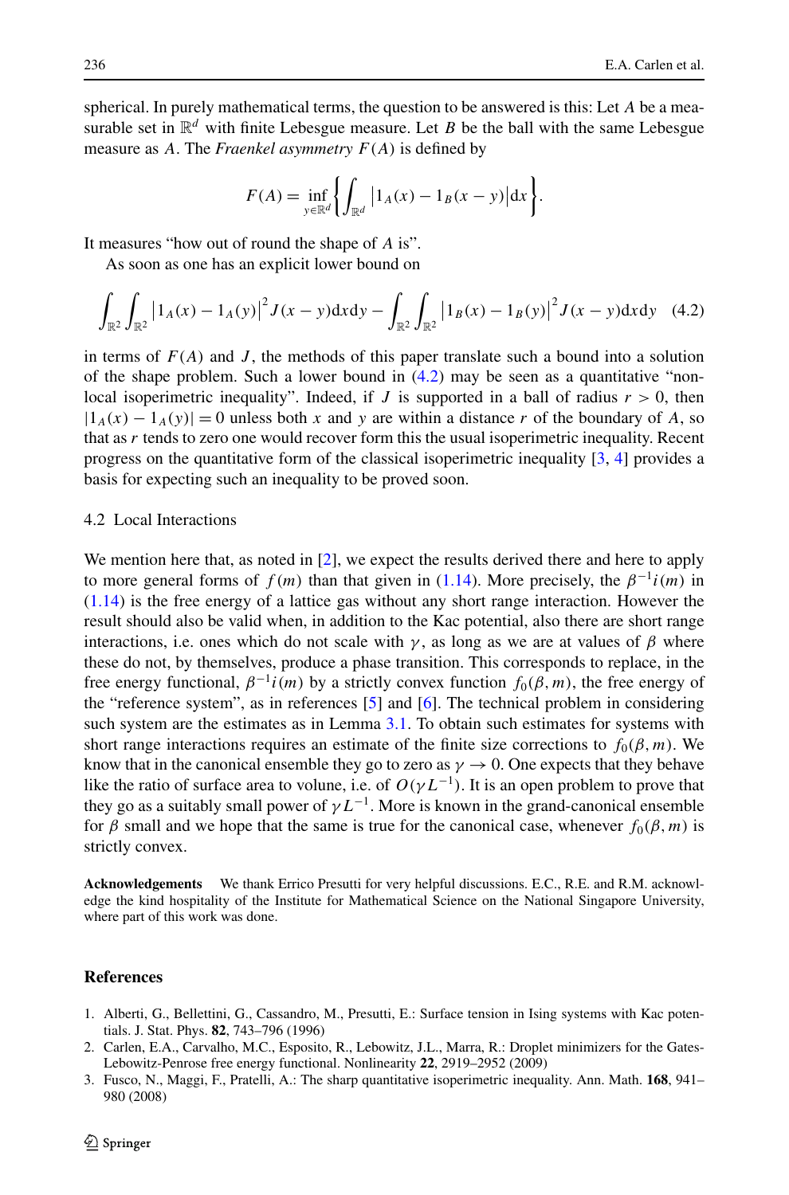spherical. In purely mathematical terms, the question to be answered is this: Let $A$ be a measurable set in $\mathbb{R}^d$ with finite Lebesgue measure. Let $B$ be the ball with the same Lebesgue measure as $A$. The *Fraenkel asymmetry* $F(A)$ is defined by

$$F(A) = \inf_{y \in \mathbb{R}^d} \left\{ \int_{\mathbb{R}^d} \left| 1_A(x) - 1_B(x-y) \right| \mathrm{d}x \right\}.$$

It measures "how out of round the shape of $A$ is".

As soon as one has an explicit lower bound on

$$\int_{\mathbb{R}^2} \int_{\mathbb{R}^2} \left| 1_A(x) - 1_A(y) \right|^2 J(x-y) \mathrm{d}x \mathrm{d}y - \int_{\mathbb{R}^2} \int_{\mathbb{R}^2} \left| 1_B(x) - 1_B(y) \right|^2 J(x-y) \mathrm{d}x \mathrm{d}y \tag{4.2}$$

in terms of $F(A)$ and $J$, the methods of this paper translate such a bound into a solution of the shape problem. Such a lower bound in (4.2) may be seen as a quantitative "non-local isoperimetric inequality". Indeed, if $J$ is supported in a ball of radius $r > 0$, then $|1_A(x) - 1_A(y)| = 0$ unless both $x$ and $y$ are within a distance $r$ of the boundary of $A$, so that as $r$ tends to zero one would recover form this the usual isoperimetric inequality. Recent progress on the quantitative form of the classical isoperimetric inequality [3, 4] provides a basis for expecting such an inequality to be proved soon.

### 4.2 Local Interactions

We mention here that, as noted in [2], we expect the results derived there and here to apply to more general forms of $f(m)$ than that given in (1.14). More precisely, the $\beta^{-1} i(m)$ in (1.14) is the free energy of a lattice gas without any short range interaction. However the result should also be valid when, in addition to the Kac potential, also there are short range interactions, i.e. ones which do not scale with $\gamma$, as long as we are at values of $\beta$ where these do not, by themselves, produce a phase transition. This corresponds to replace, in the free energy functional, $\beta^{-1} i(m)$ by a strictly convex function $f_0(\beta, m)$, the free energy of the "reference system", as in references [5] and [6]. The technical problem in considering such system are the estimates as in Lemma 3.1. To obtain such estimates for systems with short range interactions requires an estimate of the finite size corrections to $f_0(\beta, m)$. We know that in the canonical ensemble they go to zero as $\gamma \to 0$. One expects that they behave like the ratio of surface area to volume, i.e. of $O(\gamma L^{-1})$. It is an open problem to prove that they go as a suitably small power of $\gamma L^{-1}$. More is known in the grand-canonical ensemble for $\beta$ small and we hope that the same is true for the canonical case, whenever $f_0(\beta, m)$ is strictly convex.

**Acknowledgements** We thank Errico Presutti for very helpful discussions. E.C., R.E. and R.M. acknowledge the kind hospitality of the Institute for Mathematical Science on the National Singapore University, where part of this work was done.

## References

1. Alberti, G., Bellettini, G., Cassandro, M., Presutti, E.: Surface tension in Ising systems with Kac potentials. J. Stat. Phys. **82**, 743–796 (1996)
2. Carlen, E.A., Carvalho, M.C., Esposito, R., Lebowitz, J.L., Marra, R.: Droplet minimizers for the Gates-Lebowitz-Penrose free energy functional. Nonlinearity **22**, 2919–2952 (2009)
3. Fusco, N., Maggi, F., Pratelli, A.: The sharp quantitative isoperimetric inequality. Ann. Math. **168**, 941–980 (2008)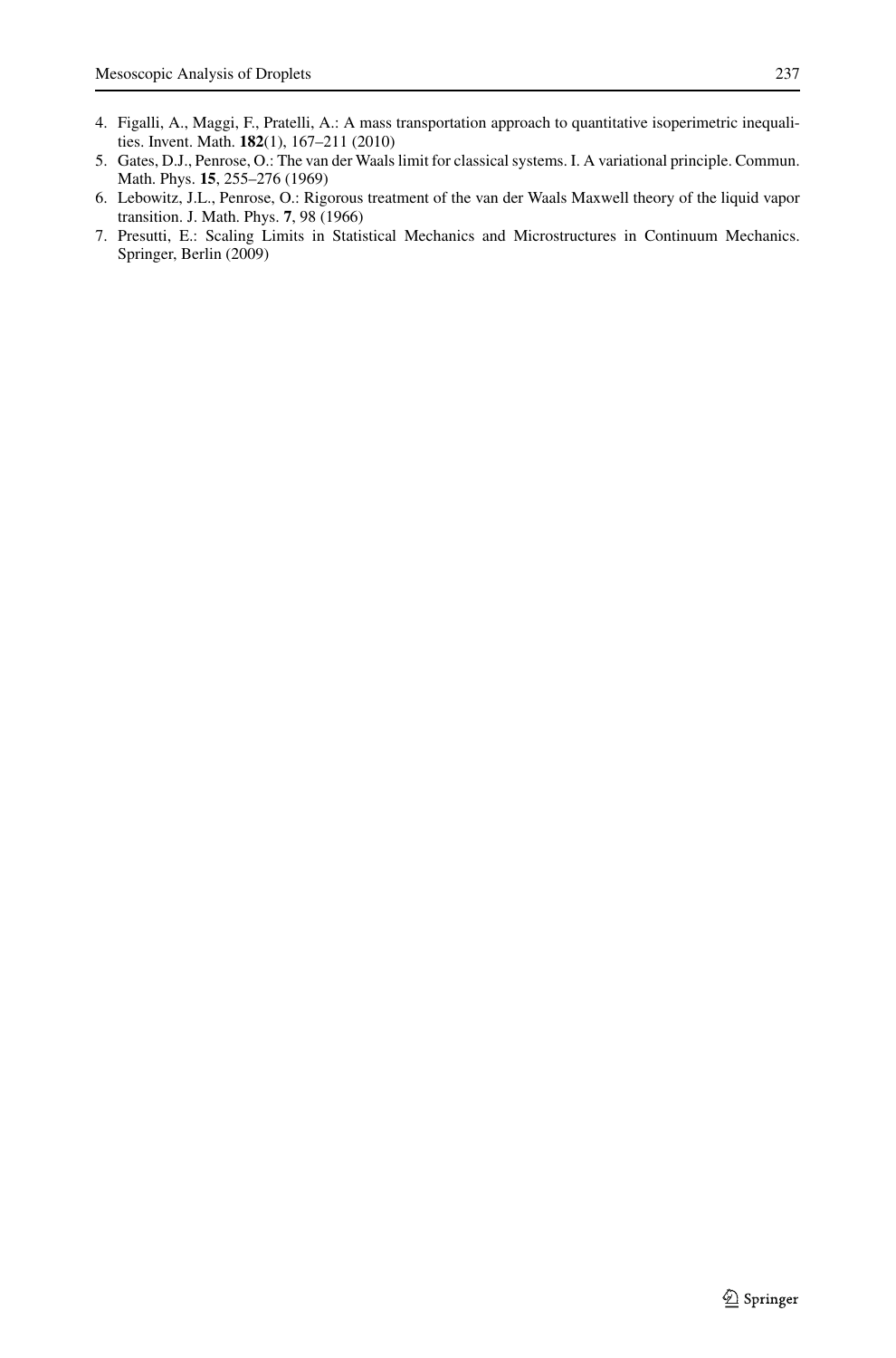4. Figalli, A., Maggi, F., Pratelli, A.: A mass transportation approach to quantitative isoperimetric inequalities. Invent. Math. **182**(1), 167–211 (2010)
5. Gates, D.J., Penrose, O.: The van der Waals limit for classical systems. I. A variational principle. Commun. Math. Phys. **15**, 255–276 (1969)
6. Lebowitz, J.L., Penrose, O.: Rigorous treatment of the van der Waals Maxwell theory of the liquid vapor transition. J. Math. Phys. **7**, 98 (1966)
7. Presutti, E.: Scaling Limits in Statistical Mechanics and Microstructures in Continuum Mechanics. Springer, Berlin (2009)